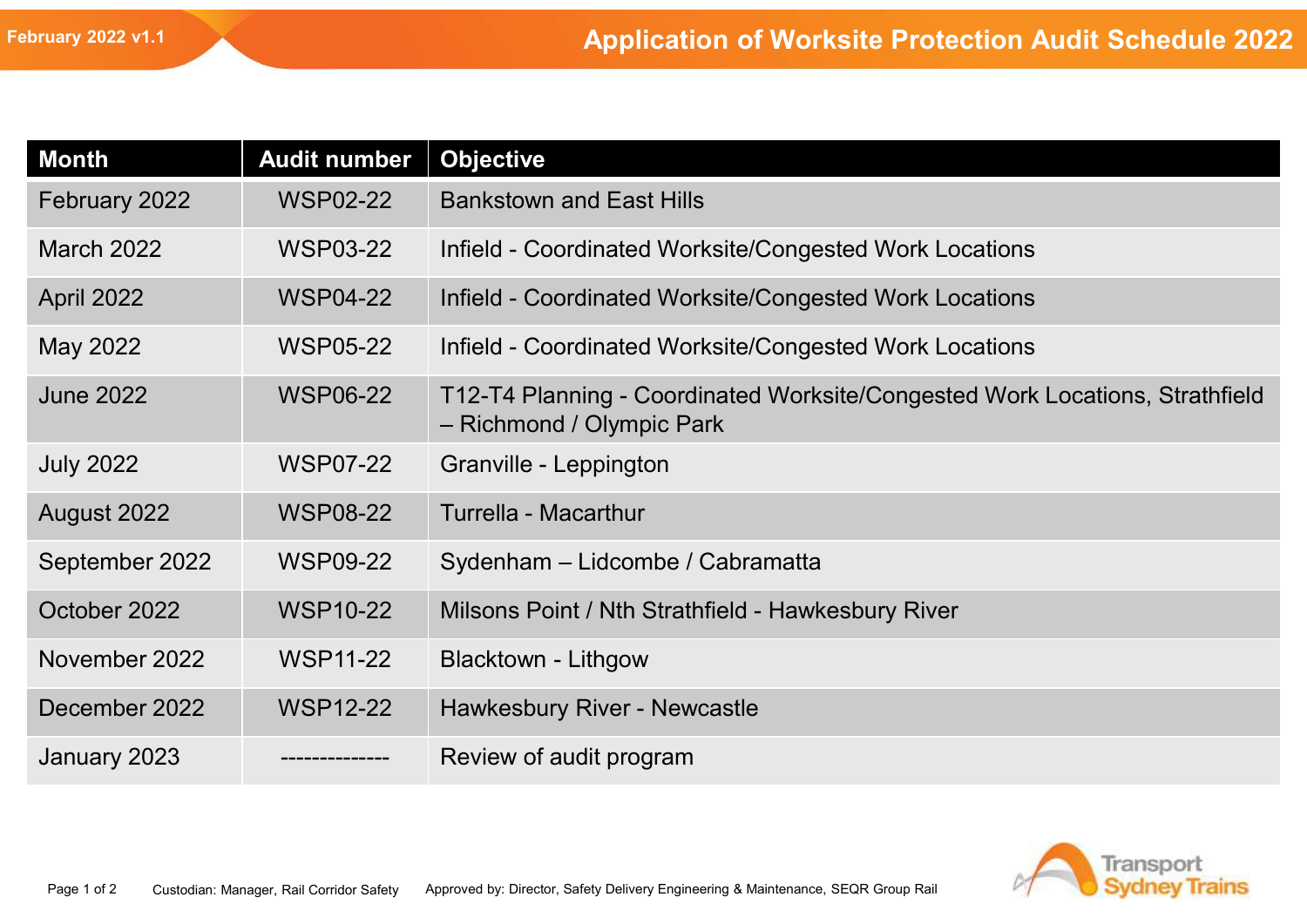February 2022 v1.1

# Application of Worksite Protection Audit Schedule 2022

| Month | Audit number | Objective |
|---|---|---|
| February 2022 | WSP02-22 | Bankstown and East Hills |
| March 2022 | WSP03-22 | Infield - Coordinated Worksite/Congested Work Locations |
| April 2022 | WSP04-22 | Infield - Coordinated Worksite/Congested Work Locations |
| May 2022 | WSP05-22 | Infield - Coordinated Worksite/Congested Work Locations |
| June 2022 | WSP06-22 | T12-T4 Planning - Coordinated Worksite/Congested Work Locations, Strathfield – Richmond / Olympic Park |
| July 2022 | WSP07-22 | Granville - Leppington |
| August 2022 | WSP08-22 | Turrella - Macarthur |
| September 2022 | WSP09-22 | Sydenham – Lidcombe / Cabramatta |
| October 2022 | WSP10-22 | Milsons Point / Nth Strathfield - Hawkesbury River |
| November 2022 | WSP11-22 | Blacktown - Lithgow |
| December 2022 | WSP12-22 | Hawkesbury River - Newcastle |
| January 2023 | -------------- | Review of audit program |

Custodian: Manager, Rail Corridor Safety  Approved by: Director, Safety Delivery Engineering & Maintenance, SEQR Group Rail

Transport Sydney Trains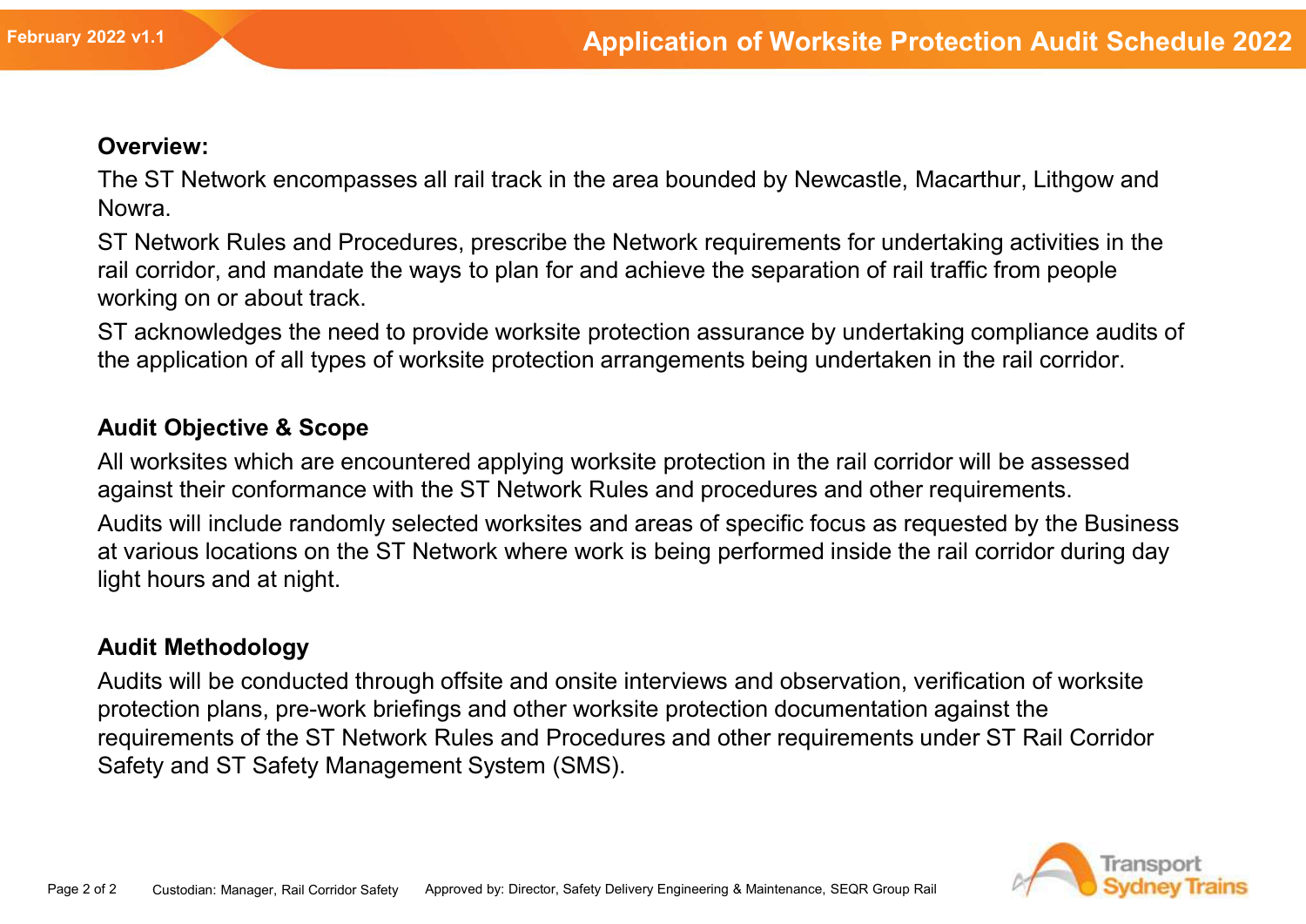### Overview:

The ST Network encompasses all rail track in the area bounded by Newcastle, Macarthur, Lithgow and Nowra.

ST Network Rules and Procedures, prescribe the Network requirements for undertaking activities in the rail corridor, and mandate the ways to plan for and achieve the separation of rail traffic from people working on or about track.

ST acknowledges the need to provide worksite protection assurance by undertaking compliance audits of the application of all types of worksite protection arrangements being undertaken in the rail corridor.

### Audit Objective & Scope

All worksites which are encountered applying worksite protection in the rail corridor will be assessed against their conformance with the ST Network Rules and procedures and other requirements.

Audits will include randomly selected worksites and areas of specific focus as requested by the Business at various locations on the ST Network where work is being performed inside the rail corridor during day light hours and at night.

### Audit Methodology

Audits will be conducted through offsite and onsite interviews and observation, verification of worksite protection plans, pre-work briefings and other worksite protection documentation against the requirements of the ST Network Rules and Procedures and other requirements under ST Rail Corridor Safety and ST Safety Management System (SMS).

Custodian: Manager, Rail Corridor Safety    Approved by: Director, Safety Delivery Engineering & Maintenance, SEQR Group Rail